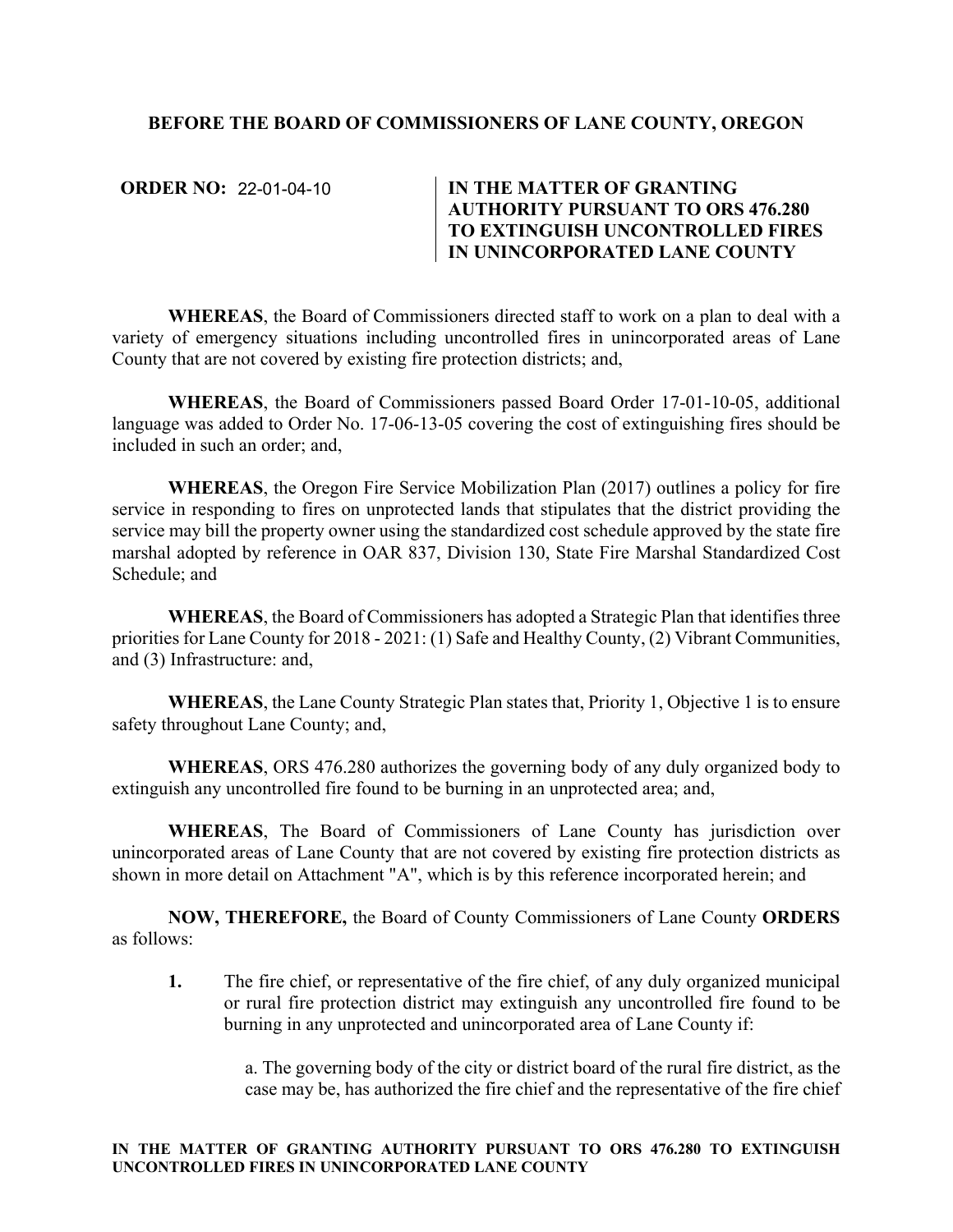**BEFORE THE BOARD OF COMMISSIONERS OF LANE COUNTY, OREGON**

**ORDER NO:** 22-01-04-10

**IN THE MATTER OF GRANTING AUTHORITY PURSUANT TO ORS 476.280 TO EXTINGUISH UNCONTROLLED FIRES IN UNINCORPORATED LANE COUNTY**

**WHEREAS**, the Board of Commissioners directed staff to work on a plan to deal with a variety of emergency situations including uncontrolled fires in unincorporated areas of Lane County that are not covered by existing fire protection districts; and,

**WHEREAS**, the Board of Commissioners passed Board Order 17-01-10-05, additional language was added to Order No. 17-06-13-05 covering the cost of extinguishing fires should be included in such an order; and,

**WHEREAS**, the Oregon Fire Service Mobilization Plan (2017) outlines a policy for fire service in responding to fires on unprotected lands that stipulates that the district providing the service may bill the property owner using the standardized cost schedule approved by the state fire marshal adopted by reference in OAR 837, Division 130, State Fire Marshal Standardized Cost Schedule; and

**WHEREAS**, the Board of Commissioners has adopted a Strategic Plan that identifies three priorities for Lane County for 2018 - 2021: (1) Safe and Healthy County, (2) Vibrant Communities, and (3) Infrastructure: and,

**WHEREAS**, the Lane County Strategic Plan states that, Priority 1, Objective 1 is to ensure safety throughout Lane County; and,

**WHEREAS**, ORS 476.280 authorizes the governing body of any duly organized body to extinguish any uncontrolled fire found to be burning in an unprotected area; and,

**WHEREAS**, The Board of Commissioners of Lane County has jurisdiction over unincorporated areas of Lane County that are not covered by existing fire protection districts as shown in more detail on Attachment "A", which is by this reference incorporated herein; and

**NOW, THEREFORE,** the Board of County Commissioners of Lane County **ORDERS** as follows:

**1.** The fire chief, or representative of the fire chief, of any duly organized municipal or rural fire protection district may extinguish any uncontrolled fire found to be burning in any unprotected and unincorporated area of Lane County if:

a. The governing body of the city or district board of the rural fire district, as the case may be, has authorized the fire chief and the representative of the fire chief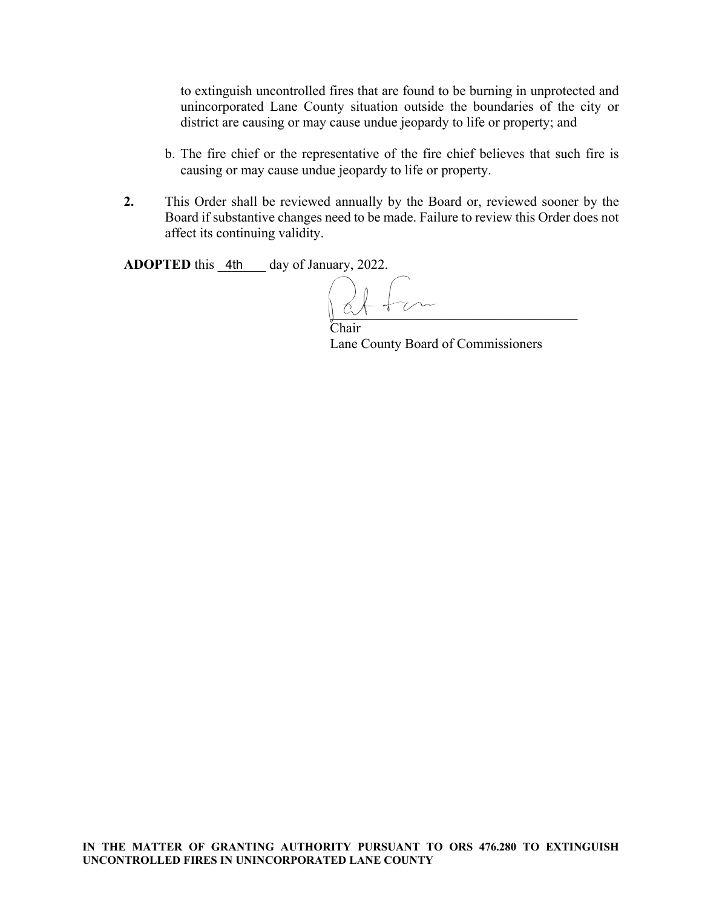to extinguish uncontrolled fires that are found to be burning in unprotected and unincorporated Lane County situation outside the boundaries of the city or district are causing or may cause undue jeopardy to life or property; and

b. The fire chief or the representative of the fire chief believes that such fire is causing or may cause undue jeopardy to life or property.

**2.** This Order shall be reviewed annually by the Board or, reviewed sooner by the Board if substantive changes need to be made. Failure to review this Order does not affect its continuing validity.

**ADOPTED** this 4th day of January, 2022.

Chair
Lane County Board of Commissioners

**IN THE MATTER OF GRANTING AUTHORITY PURSUANT TO ORS 476.280 TO EXTINGUISH UNCONTROLLED FIRES IN UNINCORPORATED LANE COUNTY**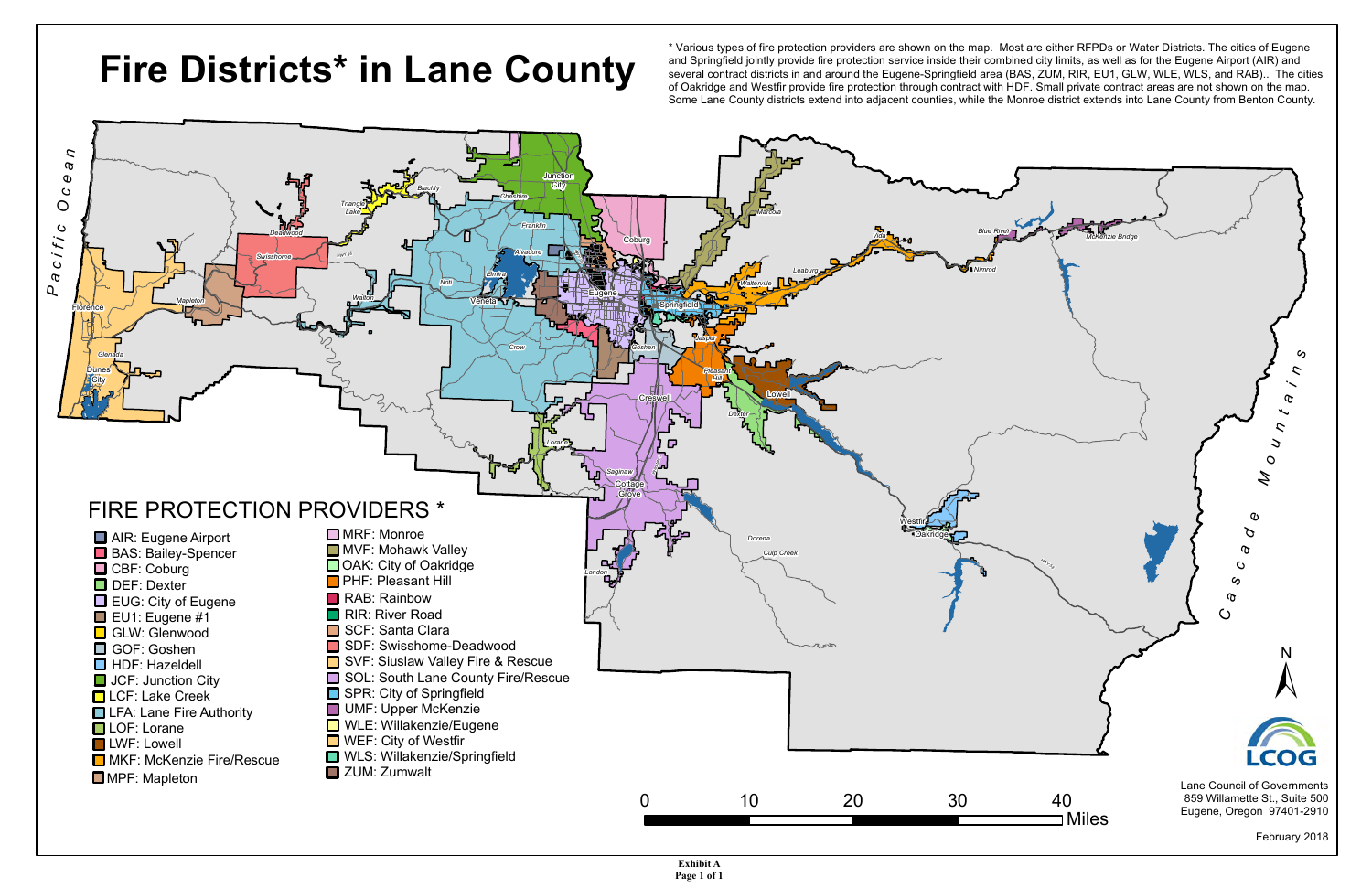# Fire Districts* in Lane County

\* Various types of fire protection providers are shown on the map. Most are either RFPDs or Water Districts. The cities of Eugene and Springfield jointly provide fire protection service inside their combined city limits, as well as for the Eugene Airport (AIR) and several contract districts in and around the Eugene-Springfield area (BAS, ZUM, RIR, EU1, GLW, WLE, WLS, and RAB).. The cities of Oakridge and Westfir provide fire protection through contract with HDF. Small private contract areas are not shown on the map. Some Lane County districts extend into adjacent counties, while the Monroe district extends into Lane County from Benton County.

Pacific Ocean

Cascade Mountains

Junction City, Cheshire, Blachly, Triangle Lake, Deadwood, Swisshome, Mapleton, Florence, Glenada, Dunes City, Franklin, Alvadore, Elmira, Noti, Walton, Veneta, Crow, Eugene, Coburg, Springfield, Goshen, Marcola, Walterville, Leaburg, Vida, Blue River, McKenzie Bridge, Nimrod, Jasper, Pleasant Hill, Lowell, Dexter, Creswell, Lorane, Saginaw, Cottage Grove, London, Dorena, Culp Creek, Westfir, Oakridge

## FIRE PROTECTION PROVIDERS *

- AIR: Eugene Airport
- BAS: Bailey-Spencer
- CBF: Coburg
- DEF: Dexter
- EUG: City of Eugene
- EU1: Eugene #1
- GLW: Glenwood
- GOF: Goshen
- HDF: Hazeldell
- JCF: Junction City
- LCF: Lake Creek
- LFA: Lane Fire Authority
- LOF: Lorane
- LWF: Lowell
- MKF: McKenzie Fire/Rescue
- MPF: Mapleton
- MRF: Monroe
- MVF: Mohawk Valley
- OAK: City of Oakridge
- PHF: Pleasant Hill
- RAB: Rainbow
- RIR: River Road
- SCF: Santa Clara
- SDF: Swisshome-Deadwood
- SVF: Siuslaw Valley Fire & Rescue
- SOL: South Lane County Fire/Rescue
- SPR: City of Springfield
- UMF: Upper McKenzie
- WLE: Willakenzie/Eugene
- WEF: City of Westfir
- WLS: Willakenzie/Springfield
- ZUM: Zumwalt

0 10 20 30 40 Miles

N

LCOG

Lane Council of Governments
859 Willamette St., Suite 500
Eugene, Oregon 97401-2910

February 2018

**Exhibit A**
**Page 1 of 1**